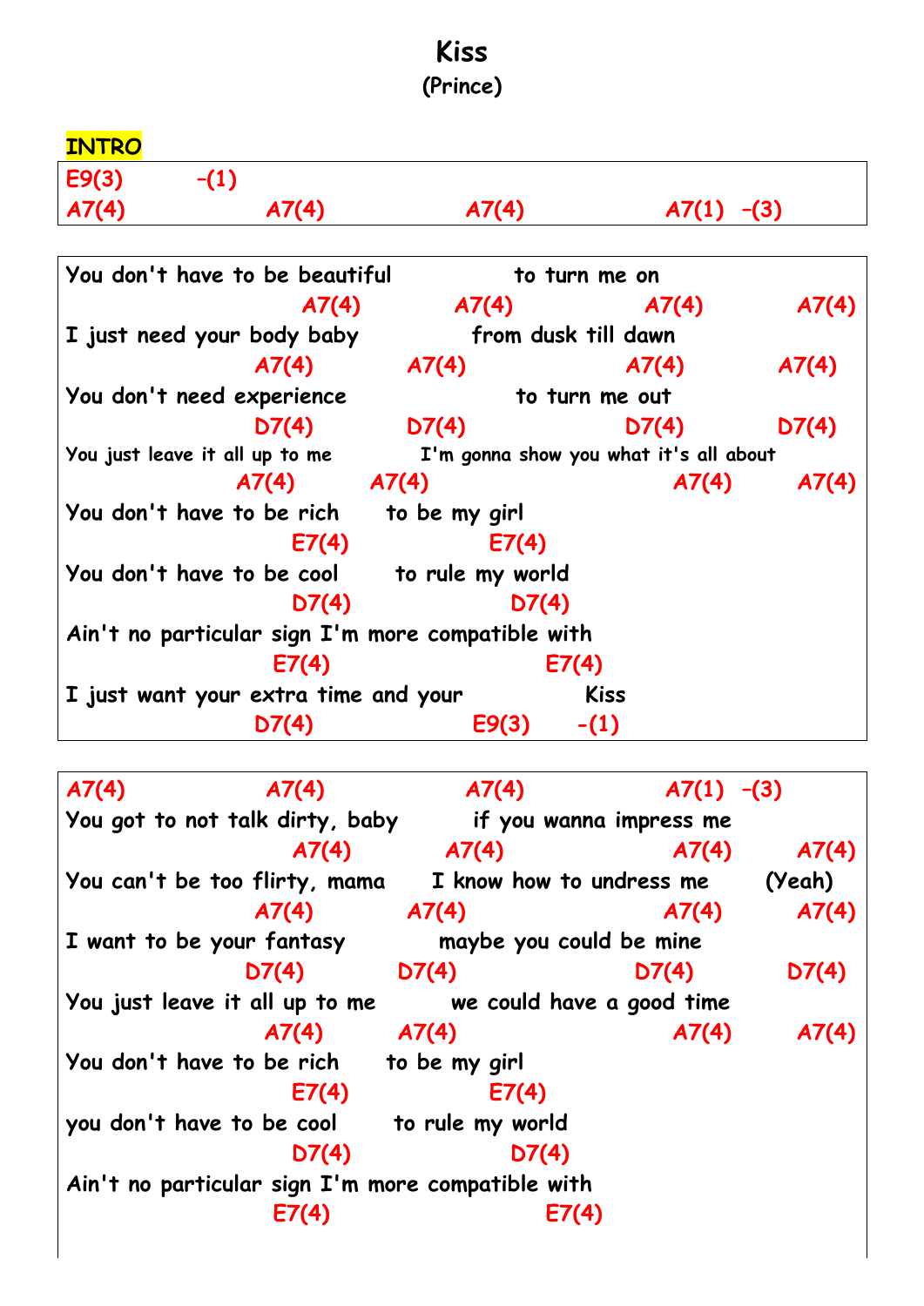# Kiss
## (Prince)

**INTRO**

```
E9(3)       -(1)
A7(4)       A7(4)       A7(4)       A7(1)  -(3)
```

```
You don't have to be beautiful          to turn me on
                   A7(4)       A7(4)        A7(4)       A7(4)
I just need your body baby           from dusk till dawn
                A7(4)       A7(4)        A7(4)       A7(4)
You don't need experience               to turn me out
                D7(4)       D7(4)        D7(4)       D7(4)
You just leave it all up to me        I'm gonna show you what it's all about
              A7(4)       A7(4)           A7(4)       A7(4)
You don't have to be rich      to be my girl
                   E7(4)        E7(4)
You don't have to be cool       to rule my world
                   D7(4)         D7(4)
Ain't no particular sign I'm more compatible with
                 E7(4)               E7(4)
I just want your extra time and your          Kiss
                D7(4)           E9(3)     -(1)
```

```
A7(4)       A7(4)       A7(4)       A7(1)  -(3)
You got to not talk dirty, baby         if you wanna impress me
                   A7(4)       A7(4)          A7(4)       A7(4)
You can't be too flirty, mama      I know how to undress me      (Yeah)
                A7(4)       A7(4)            A7(4)       A7(4)
I want to be your fantasy          maybe you could be mine
               D7(4)       D7(4)             D7(4)       D7(4)
You just leave it all up to me         we could have a good time
                 A7(4)       A7(4)            A7(4)       A7(4)
You don't have to be rich      to be my girl
                   E7(4)        E7(4)
you don't have to be cool       to rule my world
                   D7(4)         D7(4)
Ain't no particular sign I'm more compatible with
                 E7(4)               E7(4)
```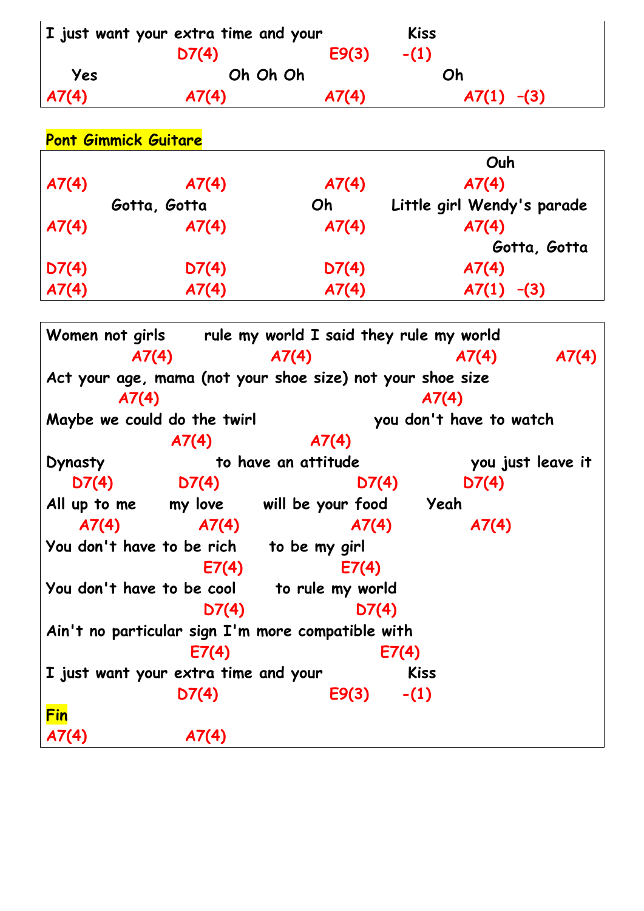```
I just want your extra time and your          Kiss
                 D7(4)              E9(3)     -(1)
   Yes                Oh Oh Oh                   Oh
A7(4)            A7(4)            A7(4)            A7(1)  -(3)
```

Pont Gimmick Guitare

```
                                                    Ouh
A7(4)            A7(4)            A7(4)            A7(4)
         Gotta, Gotta                Oh      Little girl Wendy's parade
A7(4)            A7(4)            A7(4)            A7(4)
                                                    Gotta, Gotta
D7(4)            D7(4)            D7(4)            A7(4)
A7(4)            A7(4)            A7(4)            A7(1)  -(3)
```

```
Women not girls      rule my world I said they rule my world
          A7(4)            A7(4)                 A7(4)          A7(4)
Act your age, mama (not your shoe size) not your shoe size
        A7(4)                                A7(4)
Maybe we could do the twirl                you don't have to watch
                A7(4)          A7(4)
Dynasty               to have an attitude                you just leave it
   D7(4)       D7(4)                     D7(4)        D7(4)
All up to me     my love      will be your food      Yeah
    A7(4)         A7(4)                A7(4)          A7(4)
You don't have to be rich      to be my girl
                  E7(4)            E7(4)
You don't have to be cool      to rule my world
                  D7(4)            D7(4)
Ain't no particular sign I'm more compatible with
                 E7(4)                    E7(4)
I just want your extra time and your          Kiss
                 D7(4)              E9(3)     -(1)
```

Fin

```
A7(4)            A7(4)
```